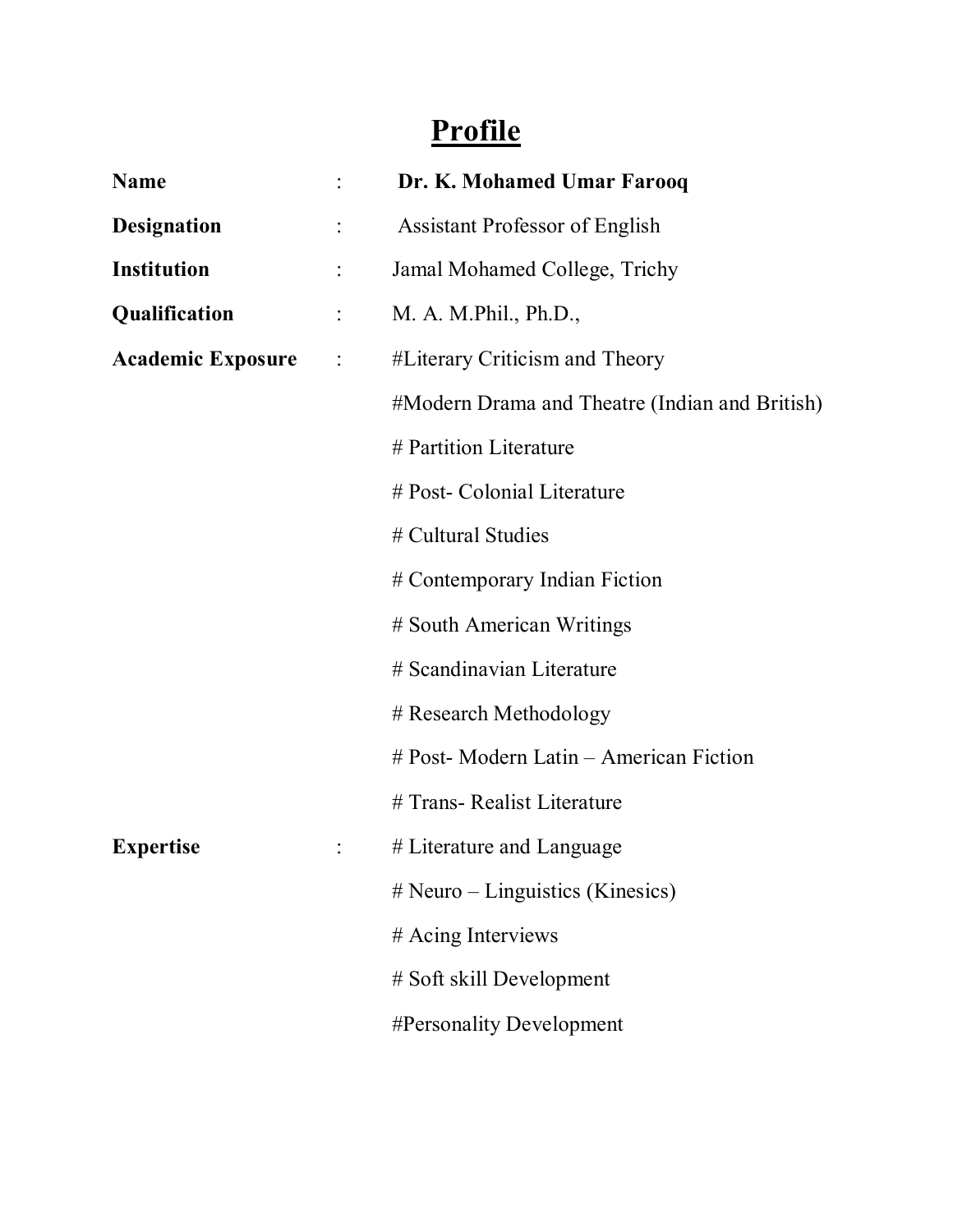# Profile

| | | |
|---|---|---|
| **Name** | : | **Dr. K. Mohamed Umar Farooq** |
| **Designation** | : | Assistant Professor of English |
| **Institution** | : | Jamal Mohamed College, Trichy |
| **Qualification** | : | M. A. M.Phil., Ph.D., |
| **Academic Exposure** | : | #Literary Criticism and Theory |
| | | #Modern Drama and Theatre (Indian and British) |
| | | # Partition Literature |
| | | # Post- Colonial Literature |
| | | # Cultural Studies |
| | | # Contemporary Indian Fiction |
| | | # South American Writings |
| | | # Scandinavian Literature |
| | | # Research Methodology |
| | | # Post- Modern Latin – American Fiction |
| | | # Trans- Realist Literature |
| **Expertise** | : | # Literature and Language |
| | | # Neuro – Linguistics (Kinesics) |
| | | # Acing Interviews |
| | | # Soft skill Development |
| | | #Personality Development |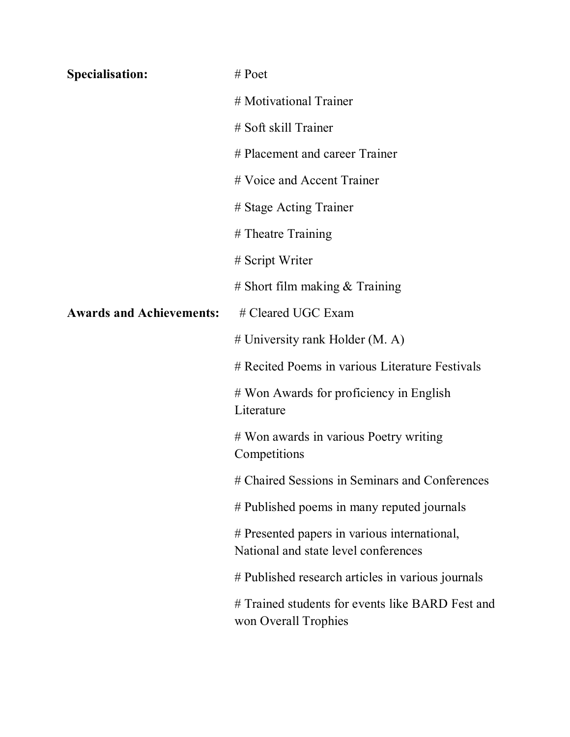**Specialisation:**

# Poet

# Motivational Trainer

# Soft skill Trainer

# Placement and career Trainer

# Voice and Accent Trainer

# Stage Acting Trainer

# Theatre Training

# Script Writer

# Short film making & Training

**Awards and Achievements:**

# Cleared UGC Exam

# University rank Holder (M. A)

# Recited Poems in various Literature Festivals

# Won Awards for proficiency in English Literature

# Won awards in various Poetry writing Competitions

# Chaired Sessions in Seminars and Conferences

# Published poems in many reputed journals

# Presented papers in various international, National and state level conferences

# Published research articles in various journals

# Trained students for events like BARD Fest and won Overall Trophies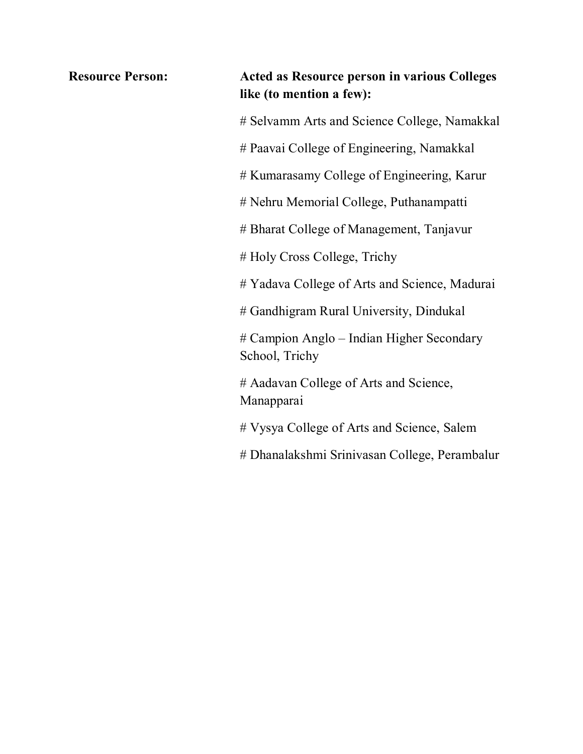**Resource Person:**

**Acted as Resource person in various Colleges like (to mention a few):**

# Selvamm Arts and Science College, Namakkal

# Paavai College of Engineering, Namakkal

# Kumarasamy College of Engineering, Karur

# Nehru Memorial College, Puthanampatti

# Bharat College of Management, Tanjavur

# Holy Cross College, Trichy

# Yadava College of Arts and Science, Madurai

# Gandhigram Rural University, Dindukal

# Campion Anglo – Indian Higher Secondary School, Trichy

# Aadavan College of Arts and Science, Manapparai

# Vysya College of Arts and Science, Salem

# Dhanalakshmi Srinivasan College, Perambalur